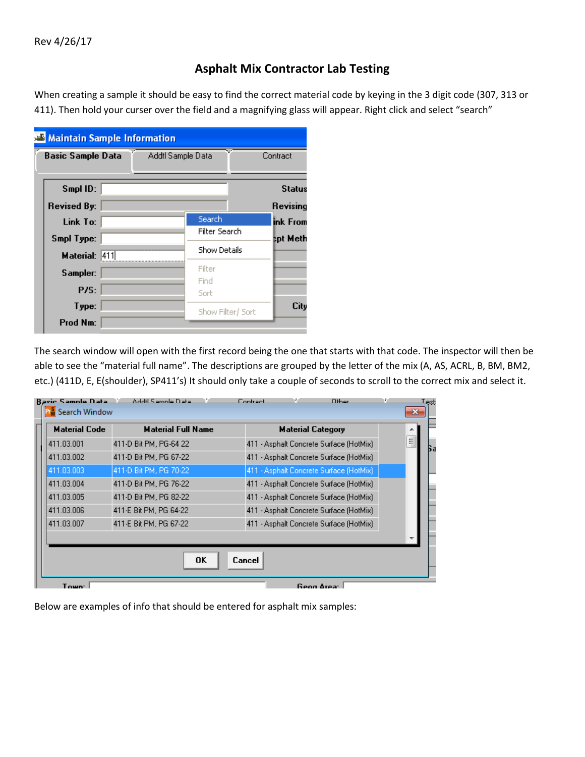Rev 4/26/17

# Asphalt Mix Contractor Lab Testing

When creating a sample it should be easy to find the correct material code by keying in the 3 digit code (307, 313 or 411). Then hold your curser over the field and a magnifying glass will appear. Right click and select "search"

The search window will open with the first record being the one that starts with that code. The inspector will then be able to see the "material full name". The descriptions are grouped by the letter of the mix (A, AS, ACRL, B, BM, BM2, etc.) (411D, E, E(shoulder), SP411's) It should only take a couple of seconds to scroll to the correct mix and select it.

Below are examples of info that should be entered for asphalt mix samples: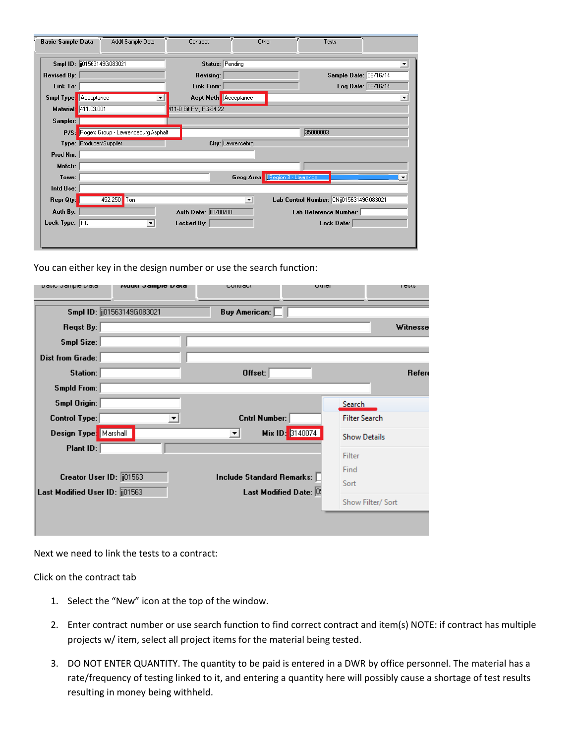You can either key in the design number or use the search function:

Next we need to link the tests to a contract:

Click on the contract tab

1. Select the “New” icon at the top of the window.
2. Enter contract number or use search function to find correct contract and item(s) NOTE: if contract has multiple projects w/ item, select all project items for the material being tested.
3. DO NOT ENTER QUANTITY. The quantity to be paid is entered in a DWR by office personnel. The material has a rate/frequency of testing linked to it, and entering a quantity here will possibly cause a shortage of test results resulting in money being withheld.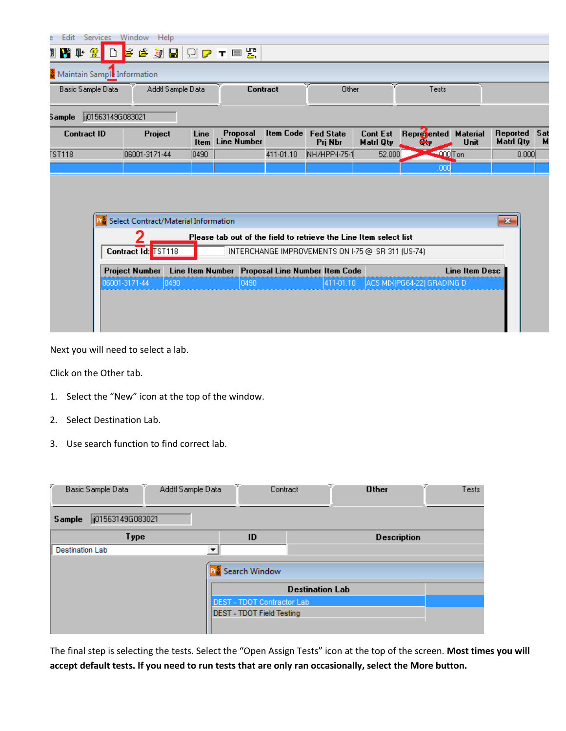Next you will need to select a lab.

Click on the Other tab.

1. Select the “New” icon at the top of the window.
2. Select Destination Lab.
3. Use search function to find correct lab.

The final step is selecting the tests. Select the “Open Assign Tests” icon at the top of the screen. **Most times you will accept default tests. If you need to run tests that are only ran occasionally, select the More button.**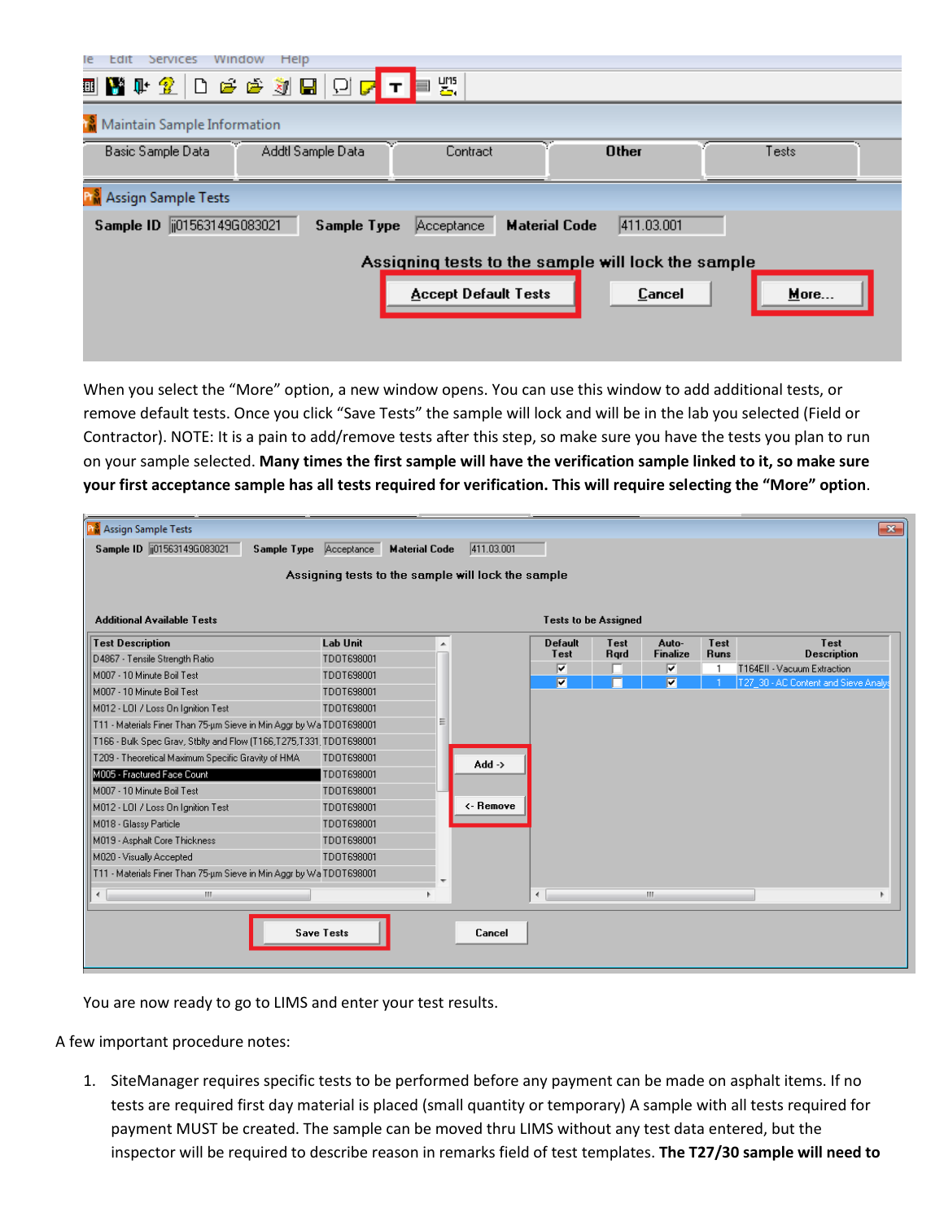When you select the “More” option, a new window opens. You can use this window to add additional tests, or remove default tests. Once you click “Save Tests” the sample will lock and will be in the lab you selected (Field or Contractor). NOTE: It is a pain to add/remove tests after this step, so make sure you have the tests you plan to run on your sample selected. **Many times the first sample will have the verification sample linked to it, so make sure your first acceptance sample has all tests required for verification. This will require selecting the “More” option**.

You are now ready to go to LIMS and enter your test results.

A few important procedure notes:

1. SiteManager requires specific tests to be performed before any payment can be made on asphalt items. If no tests are required first day material is placed (small quantity or temporary) A sample with all tests required for payment MUST be created. The sample can be moved thru LIMS without any test data entered, but the inspector will be required to describe reason in remarks field of test templates. **The T27/30 sample will need to**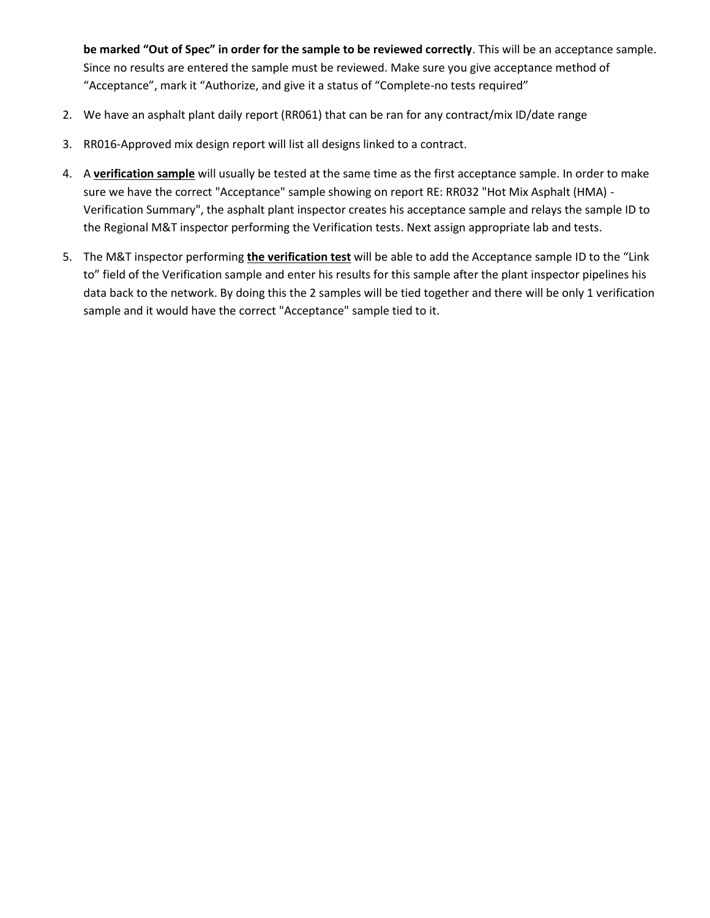**be marked "Out of Spec" in order for the sample to be reviewed correctly**. This will be an acceptance sample. Since no results are entered the sample must be reviewed. Make sure you give acceptance method of "Acceptance", mark it "Authorize, and give it a status of "Complete-no tests required"

2. We have an asphalt plant daily report (RR061) that can be ran for any contract/mix ID/date range
3. RR016-Approved mix design report will list all designs linked to a contract.
4. A **verification sample** will usually be tested at the same time as the first acceptance sample. In order to make sure we have the correct "Acceptance" sample showing on report RE: RR032 "Hot Mix Asphalt (HMA) - Verification Summary", the asphalt plant inspector creates his acceptance sample and relays the sample ID to the Regional M&T inspector performing the Verification tests. Next assign appropriate lab and tests.
5. The M&T inspector performing **the verification test** will be able to add the Acceptance sample ID to the "Link to" field of the Verification sample and enter his results for this sample after the plant inspector pipelines his data back to the network. By doing this the 2 samples will be tied together and there will be only 1 verification sample and it would have the correct "Acceptance" sample tied to it.